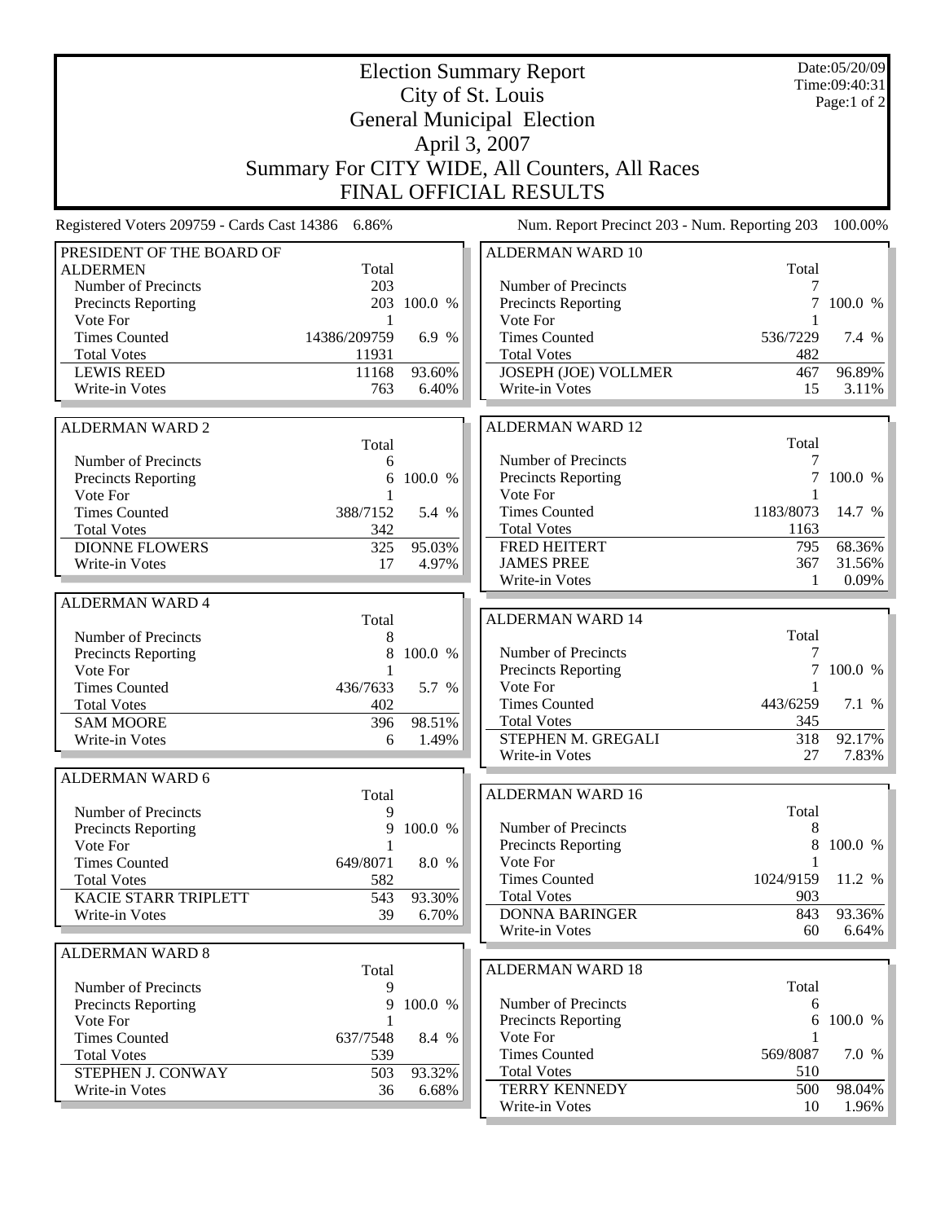# Election Summary Report

## City of St. Louis

## General Municipal Election

## April 3, 2007

## Summary For CITY WIDE, All Counters, All Races

## FINAL OFFICIAL RESULTS

Date:05/20/09
Time:09:40:31

Registered Voters 209759 - Cards Cast 14386 6.86%

Num. Report Precinct 203 - Num. Reporting 203 100.00%

### PRESIDENT OF THE BOARD OF ALDERMEN

| | Total | |
|---|---|---|
| Number of Precincts | 203 | |
| Precincts Reporting | 203 | 100.0 % |
| Vote For | 1 | |
| Times Counted | 14386/209759 | 6.9 % |
| Total Votes | 11931 | |
| LEWIS REED | 11168 | 93.60% |
| Write-in Votes | 763 | 6.40% |

### ALDERMAN WARD 2

| | Total | |
|---|---|---|
| Number of Precincts | 6 | |
| Precincts Reporting | 6 | 100.0 % |
| Vote For | 1 | |
| Times Counted | 388/7152 | 5.4 % |
| Total Votes | 342 | |
| DIONNE FLOWERS | 325 | 95.03% |
| Write-in Votes | 17 | 4.97% |

### ALDERMAN WARD 4

| | Total | |
|---|---|---|
| Number of Precincts | 8 | |
| Precincts Reporting | 8 | 100.0 % |
| Vote For | 1 | |
| Times Counted | 436/7633 | 5.7 % |
| Total Votes | 402 | |
| SAM MOORE | 396 | 98.51% |
| Write-in Votes | 6 | 1.49% |

### ALDERMAN WARD 6

| | Total | |
|---|---|---|
| Number of Precincts | 9 | |
| Precincts Reporting | 9 | 100.0 % |
| Vote For | 1 | |
| Times Counted | 649/8071 | 8.0 % |
| Total Votes | 582 | |
| KACIE STARR TRIPLETT | 543 | 93.30% |
| Write-in Votes | 39 | 6.70% |

### ALDERMAN WARD 8

| | Total | |
|---|---|---|
| Number of Precincts | 9 | |
| Precincts Reporting | 9 | 100.0 % |
| Vote For | 1 | |
| Times Counted | 637/7548 | 8.4 % |
| Total Votes | 539 | |
| STEPHEN J. CONWAY | 503 | 93.32% |
| Write-in Votes | 36 | 6.68% |

### ALDERMAN WARD 10

| | Total | |
|---|---|---|
| Number of Precincts | 7 | |
| Precincts Reporting | 7 | 100.0 % |
| Vote For | 1 | |
| Times Counted | 536/7229 | 7.4 % |
| Total Votes | 482 | |
| JOSEPH (JOE) VOLLMER | 467 | 96.89% |
| Write-in Votes | 15 | 3.11% |

### ALDERMAN WARD 12

| | Total | |
|---|---|---|
| Number of Precincts | 7 | |
| Precincts Reporting | 7 | 100.0 % |
| Vote For | 1 | |
| Times Counted | 1183/8073 | 14.7 % |
| Total Votes | 1163 | |
| FRED HEITERT | 795 | 68.36% |
| JAMES PREE | 367 | 31.56% |
| Write-in Votes | 1 | 0.09% |

### ALDERMAN WARD 14

| | Total | |
|---|---|---|
| Number of Precincts | 7 | |
| Precincts Reporting | 7 | 100.0 % |
| Vote For | 1 | |
| Times Counted | 443/6259 | 7.1 % |
| Total Votes | 345 | |
| STEPHEN M. GREGALI | 318 | 92.17% |
| Write-in Votes | 27 | 7.83% |

### ALDERMAN WARD 16

| | Total | |
|---|---|---|
| Number of Precincts | 8 | |
| Precincts Reporting | 8 | 100.0 % |
| Vote For | 1 | |
| Times Counted | 1024/9159 | 11.2 % |
| Total Votes | 903 | |
| DONNA BARINGER | 843 | 93.36% |
| Write-in Votes | 60 | 6.64% |

### ALDERMAN WARD 18

| | Total | |
|---|---|---|
| Number of Precincts | 6 | |
| Precincts Reporting | 6 | 100.0 % |
| Vote For | 1 | |
| Times Counted | 569/8087 | 7.0 % |
| Total Votes | 510 | |
| TERRY KENNEDY | 500 | 98.04% |
| Write-in Votes | 10 | 1.96% |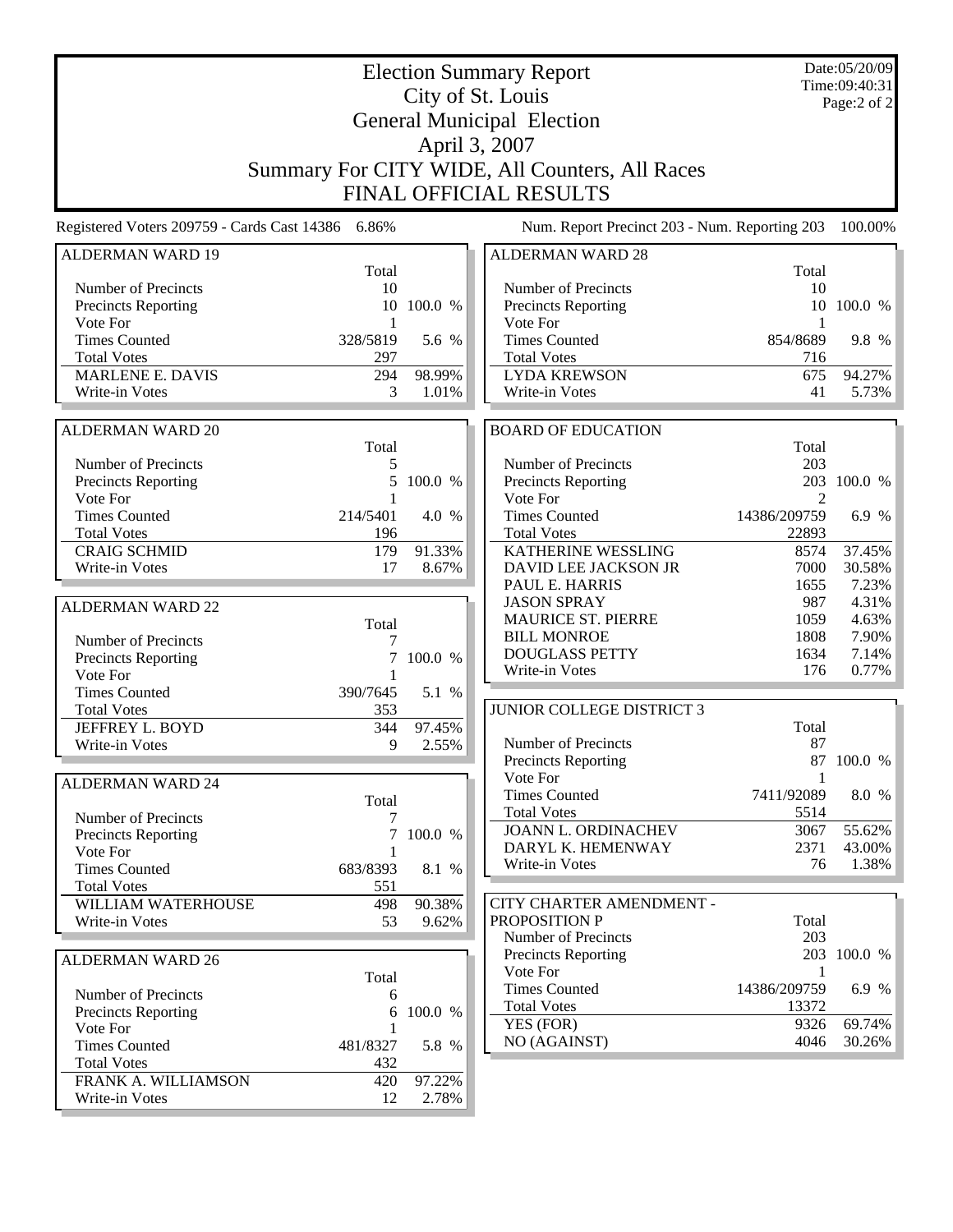# Election Summary Report
## City of St. Louis
## General Municipal Election
## April 3, 2007
## Summary For CITY WIDE, All Counters, All Races
## FINAL OFFICIAL RESULTS

Date:05/20/09
Time:09:40:31

Registered Voters 209759 - Cards Cast 14386 6.86%

Num. Report Precinct 203 - Num. Reporting 203 100.00%

### ALDERMAN WARD 19

| | Total | |
|---|---|---|
| Number of Precincts | 10 | |
| Precincts Reporting | 10 | 100.0 % |
| Vote For | 1 | |
| Times Counted | 328/5819 | 5.6 % |
| Total Votes | 297 | |
| MARLENE E. DAVIS | 294 | 98.99% |
| Write-in Votes | 3 | 1.01% |

### ALDERMAN WARD 20

| | Total | |
|---|---|---|
| Number of Precincts | 5 | |
| Precincts Reporting | 5 | 100.0 % |
| Vote For | 1 | |
| Times Counted | 214/5401 | 4.0 % |
| Total Votes | 196 | |
| CRAIG SCHMID | 179 | 91.33% |
| Write-in Votes | 17 | 8.67% |

### ALDERMAN WARD 22

| | Total | |
|---|---|---|
| Number of Precincts | 7 | |
| Precincts Reporting | 7 | 100.0 % |
| Vote For | 1 | |
| Times Counted | 390/7645 | 5.1 % |
| Total Votes | 353 | |
| JEFFREY L. BOYD | 344 | 97.45% |
| Write-in Votes | 9 | 2.55% |

### ALDERMAN WARD 24

| | Total | |
|---|---|---|
| Number of Precincts | 7 | |
| Precincts Reporting | 7 | 100.0 % |
| Vote For | 1 | |
| Times Counted | 683/8393 | 8.1 % |
| Total Votes | 551 | |
| WILLIAM WATERHOUSE | 498 | 90.38% |
| Write-in Votes | 53 | 9.62% |

### ALDERMAN WARD 26

| | Total | |
|---|---|---|
| Number of Precincts | 6 | |
| Precincts Reporting | 6 | 100.0 % |
| Vote For | 1 | |
| Times Counted | 481/8327 | 5.8 % |
| Total Votes | 432 | |
| FRANK A. WILLIAMSON | 420 | 97.22% |
| Write-in Votes | 12 | 2.78% |

### ALDERMAN WARD 28

| | Total | |
|---|---|---|
| Number of Precincts | 10 | |
| Precincts Reporting | 10 | 100.0 % |
| Vote For | 1 | |
| Times Counted | 854/8689 | 9.8 % |
| Total Votes | 716 | |
| LYDA KREWSON | 675 | 94.27% |
| Write-in Votes | 41 | 5.73% |

### BOARD OF EDUCATION

| | Total | |
|---|---|---|
| Number of Precincts | 203 | |
| Precincts Reporting | 203 | 100.0 % |
| Vote For | 2 | |
| Times Counted | 14386/209759 | 6.9 % |
| Total Votes | 22893 | |
| KATHERINE WESSLING | 8574 | 37.45% |
| DAVID LEE JACKSON JR | 7000 | 30.58% |
| PAUL E. HARRIS | 1655 | 7.23% |
| JASON SPRAY | 987 | 4.31% |
| MAURICE ST. PIERRE | 1059 | 4.63% |
| BILL MONROE | 1808 | 7.90% |
| DOUGLASS PETTY | 1634 | 7.14% |
| Write-in Votes | 176 | 0.77% |

### JUNIOR COLLEGE DISTRICT 3

| | Total | |
|---|---|---|
| Number of Precincts | 87 | |
| Precincts Reporting | 87 | 100.0 % |
| Vote For | 1 | |
| Times Counted | 7411/92089 | 8.0 % |
| Total Votes | 5514 | |
| JOANN L. ORDINACHEV | 3067 | 55.62% |
| DARYL K. HEMENWAY | 2371 | 43.00% |
| Write-in Votes | 76 | 1.38% |

### CITY CHARTER AMENDMENT - PROPOSITION P

| | Total | |
|---|---|---|
| Number of Precincts | 203 | |
| Precincts Reporting | 203 | 100.0 % |
| Vote For | 1 | |
| Times Counted | 14386/209759 | 6.9 % |
| Total Votes | 13372 | |
| YES (FOR) | 9326 | 69.74% |
| NO (AGAINST) | 4046 | 30.26% |